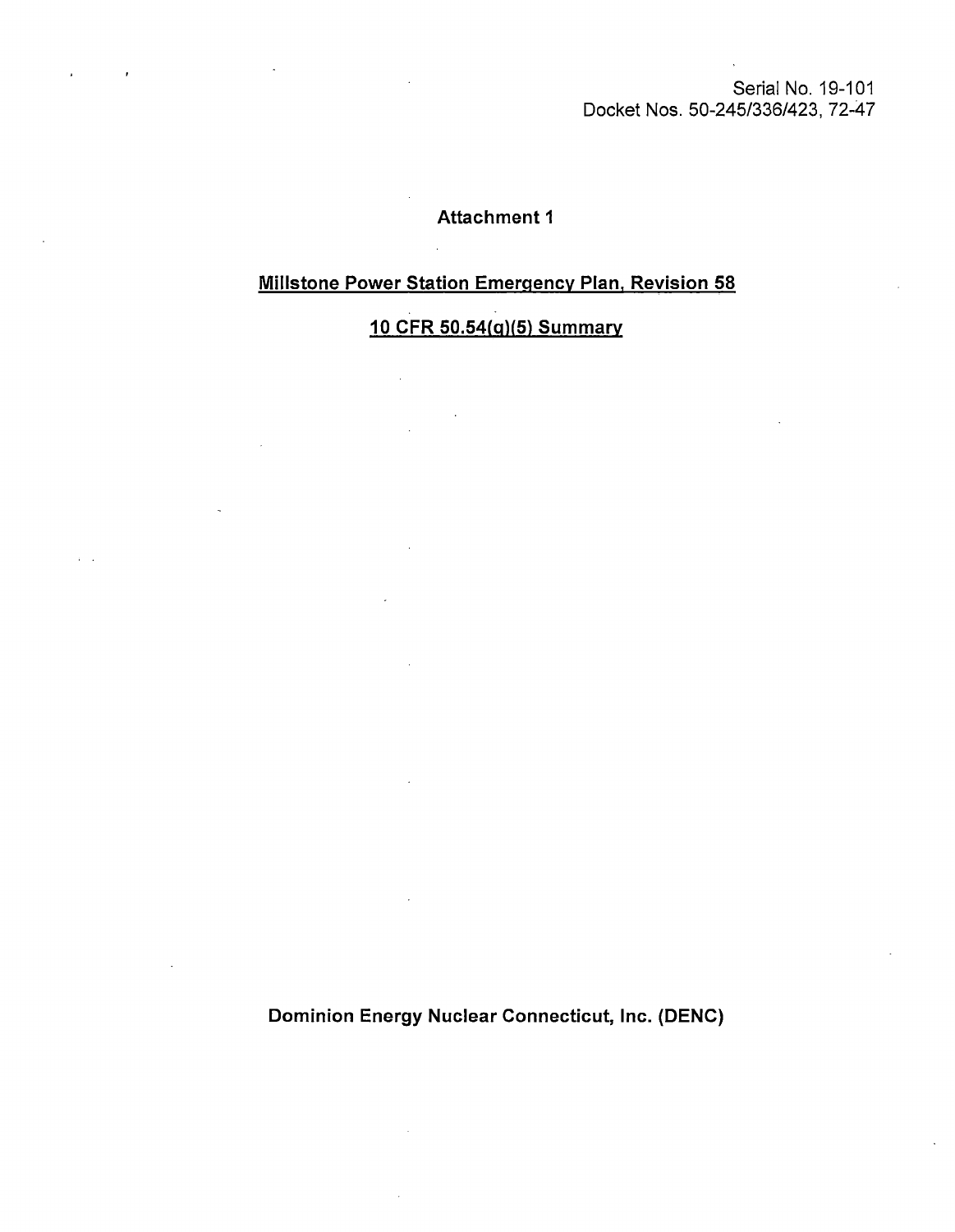Serial No. 19-101
Docket Nos. 50-245/336/423, 72-47

# Attachment 1

## Millstone Power Station Emergency Plan, Revision 58

## 10 CFR 50.54(q)(5) Summary

**Dominion Energy Nuclear Connecticut, Inc. (DENC)**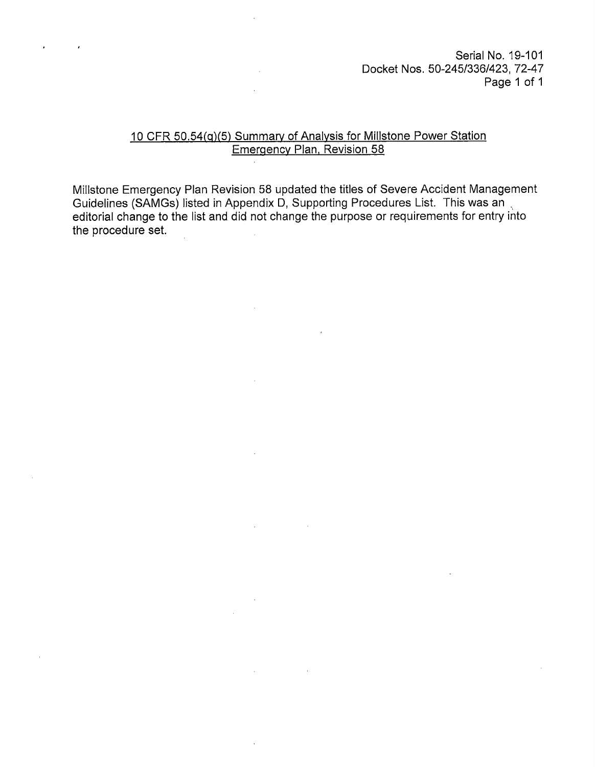Serial No. 19-101
Docket Nos. 50-245/336/423, 72-47

## 10 CFR 50.54(q)(5) Summary of Analysis for Millstone Power Station Emergency Plan, Revision 58

Millstone Emergency Plan Revision 58 updated the titles of Severe Accident Management Guidelines (SAMGs) listed in Appendix D, Supporting Procedures List. This was an editorial change to the list and did not change the purpose or requirements for entry into the procedure set.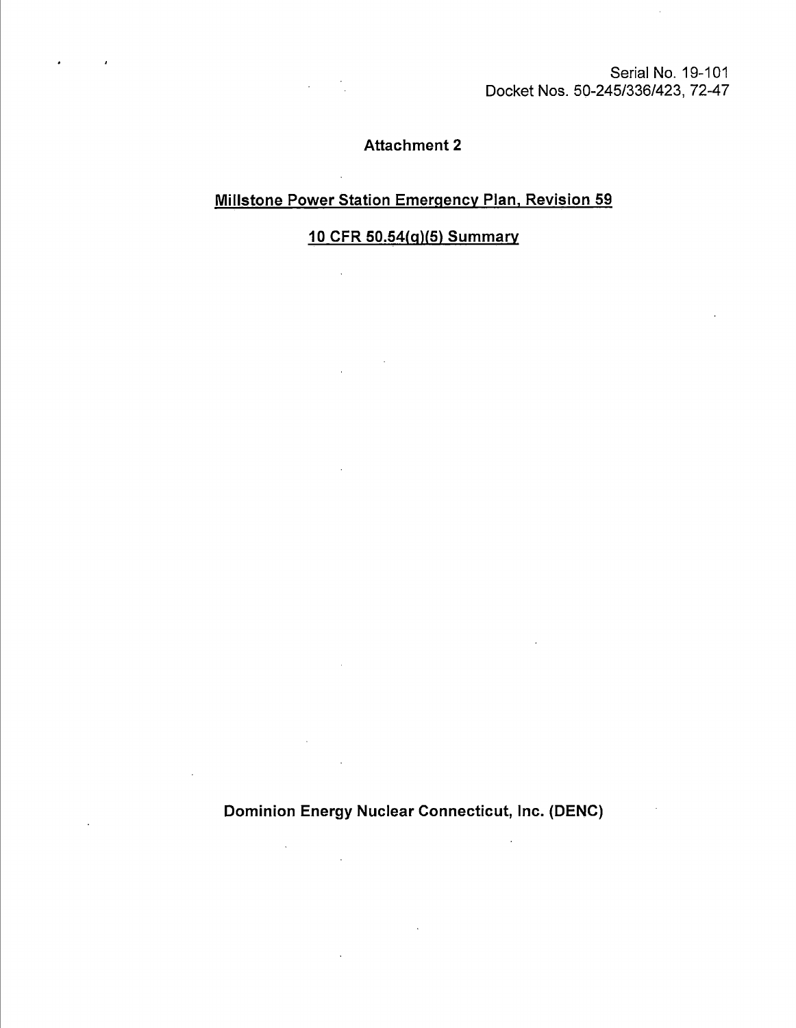Serial No. 19-101
Docket Nos. 50-245/336/423, 72-47

# Attachment 2

## Millstone Power Station Emergency Plan, Revision 59

## 10 CFR 50.54(q)(5) Summary

**Dominion Energy Nuclear Connecticut, Inc. (DENC)**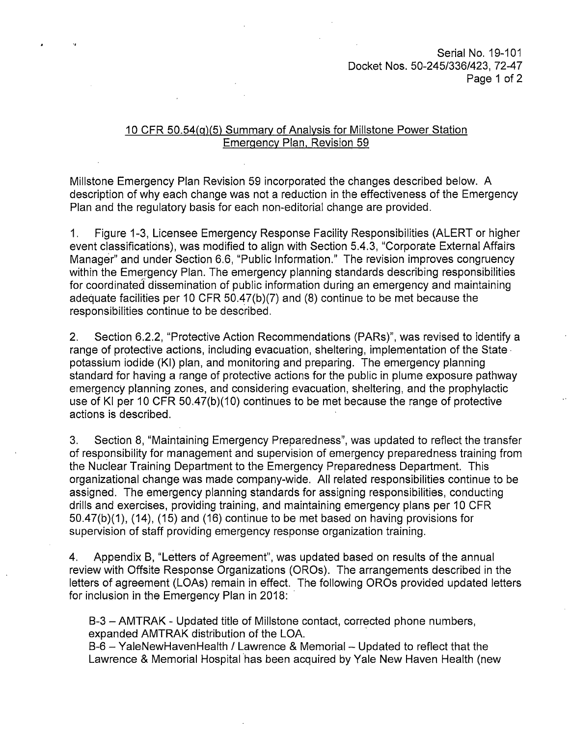10 CFR 50.54(q)(5) Summary of Analysis for Millstone Power Station Emergency Plan, Revision 59

Millstone Emergency Plan Revision 59 incorporated the changes described below. A description of why each change was not a reduction in the effectiveness of the Emergency Plan and the regulatory basis for each non-editorial change are provided.

1. Figure 1-3, Licensee Emergency Response Facility Responsibilities (ALERT or higher event classifications), was modified to align with Section 5.4.3, "Corporate External Affairs Manager" and under Section 6.6, "Public Information." The revision improves congruency within the Emergency Plan. The emergency planning standards describing responsibilities for coordinated dissemination of public information during an emergency and maintaining adequate facilities per 10 CFR 50.47(b)(7) and (8) continue to be met because the responsibilities continue to be described.

2. Section 6.2.2, "Protective Action Recommendations (PARs)", was revised to identify a range of protective actions, including evacuation, sheltering, implementation of the State potassium iodide (KI) plan, and monitoring and preparing. The emergency planning standard for having a range of protective actions for the public in plume exposure pathway emergency planning zones, and considering evacuation, sheltering, and the prophylactic use of KI per 10 CFR 50.47(b)(10) continues to be met because the range of protective actions is described.

3. Section 8, "Maintaining Emergency Preparedness", was updated to reflect the transfer of responsibility for management and supervision of emergency preparedness training from the Nuclear Training Department to the Emergency Preparedness Department. This organizational change was made company-wide. All related responsibilities continue to be assigned. The emergency planning standards for assigning responsibilities, conducting drills and exercises, providing training, and maintaining emergency plans per 10 CFR 50.47(b)(1), (14), (15) and (16) continue to be met based on having provisions for supervision of staff providing emergency response organization training.

4. Appendix B, "Letters of Agreement", was updated based on results of the annual review with Offsite Response Organizations (OROs). The arrangements described in the letters of agreement (LOAs) remain in effect. The following OROs provided updated letters for inclusion in the Emergency Plan in 2018:

B-3 – AMTRAK - Updated title of Millstone contact, corrected phone numbers, expanded AMTRAK distribution of the LOA.
B-6 – YaleNewHavenHealth / Lawrence & Memorial – Updated to reflect that the Lawrence & Memorial Hospital has been acquired by Yale New Haven Health (new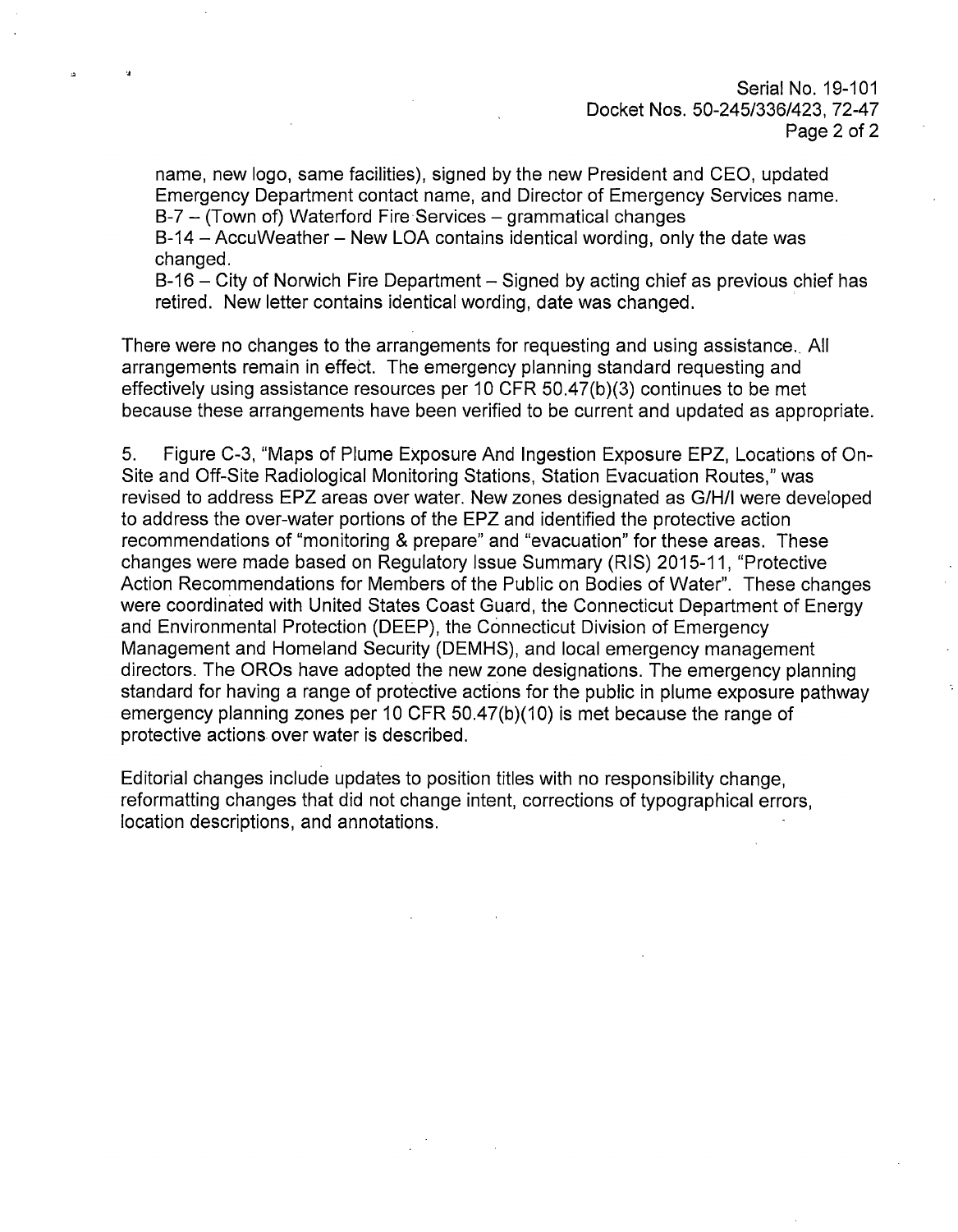name, new logo, same facilities), signed by the new President and CEO, updated Emergency Department contact name, and Director of Emergency Services name.
B-7 – (Town of) Waterford Fire Services – grammatical changes
B-14 – AccuWeather – New LOA contains identical wording, only the date was changed.
B-16 – City of Norwich Fire Department – Signed by acting chief as previous chief has retired. New letter contains identical wording, date was changed.

There were no changes to the arrangements for requesting and using assistance. All arrangements remain in effect. The emergency planning standard requesting and effectively using assistance resources per 10 CFR 50.47(b)(3) continues to be met because these arrangements have been verified to be current and updated as appropriate.

5. Figure C-3, "Maps of Plume Exposure And Ingestion Exposure EPZ, Locations of On-Site and Off-Site Radiological Monitoring Stations, Station Evacuation Routes," was revised to address EPZ areas over water. New zones designated as G/H/I were developed to address the over-water portions of the EPZ and identified the protective action recommendations of "monitoring & prepare" and "evacuation" for these areas. These changes were made based on Regulatory Issue Summary (RIS) 2015-11, "Protective Action Recommendations for Members of the Public on Bodies of Water". These changes were coordinated with United States Coast Guard, the Connecticut Department of Energy and Environmental Protection (DEEP), the Connecticut Division of Emergency Management and Homeland Security (DEMHS), and local emergency management directors. The OROs have adopted the new zone designations. The emergency planning standard for having a range of protective actions for the public in plume exposure pathway emergency planning zones per 10 CFR 50.47(b)(10) is met because the range of protective actions over water is described.

Editorial changes include updates to position titles with no responsibility change, reformatting changes that did not change intent, corrections of typographical errors, location descriptions, and annotations.